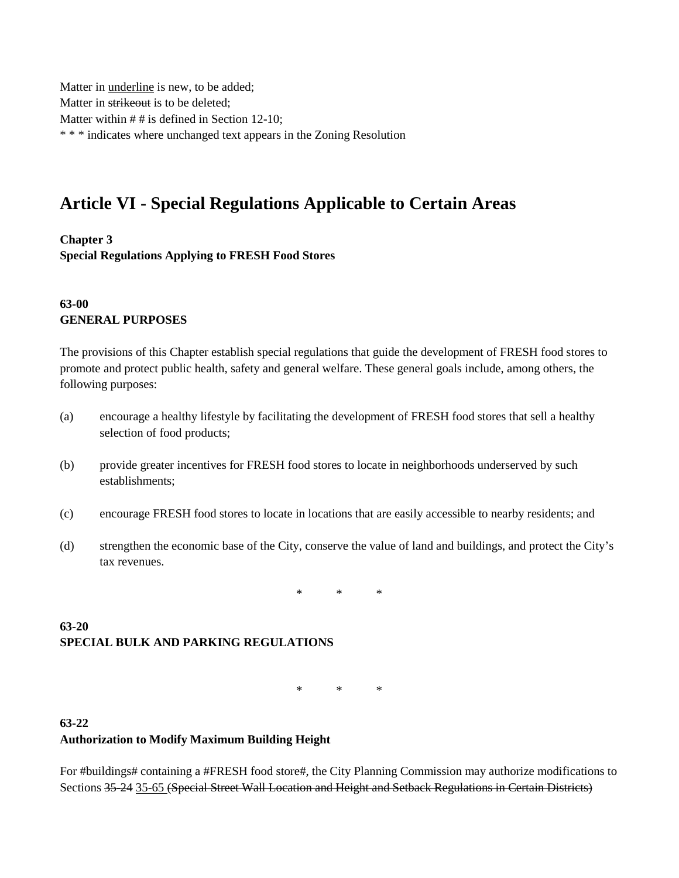Matter in <u>underline</u> is new, to be added;
Matter in ~~strikeout~~ is to be deleted;
Matter within # # is defined in Section 12-10;
* * * indicates where unchanged text appears in the Zoning Resolution

# Article VI - Special Regulations Applicable to Certain Areas

**Chapter 3**
**Special Regulations Applying to FRESH Food Stores**

### 63-00
### GENERAL PURPOSES

The provisions of this Chapter establish special regulations that guide the development of FRESH food stores to promote and protect public health, safety and general welfare. These general goals include, among others, the following purposes:

(a) encourage a healthy lifestyle by facilitating the development of FRESH food stores that sell a healthy selection of food products;

(b) provide greater incentives for FRESH food stores to locate in neighborhoods underserved by such establishments;

(c) encourage FRESH food stores to locate in locations that are easily accessible to nearby residents; and

(d) strengthen the economic base of the City, conserve the value of land and buildings, and protect the City's tax revenues.

\* \* \*

### 63-20
### SPECIAL BULK AND PARKING REGULATIONS

\* \* \*

### 63-22
### Authorization to Modify Maximum Building Height

For #buildings# containing a #FRESH food store#, the City Planning Commission may authorize modifications to Sections ~~35-24~~ <u>35-65</u> ~~(Special Street Wall Location and Height and Setback Regulations in Certain Districts)~~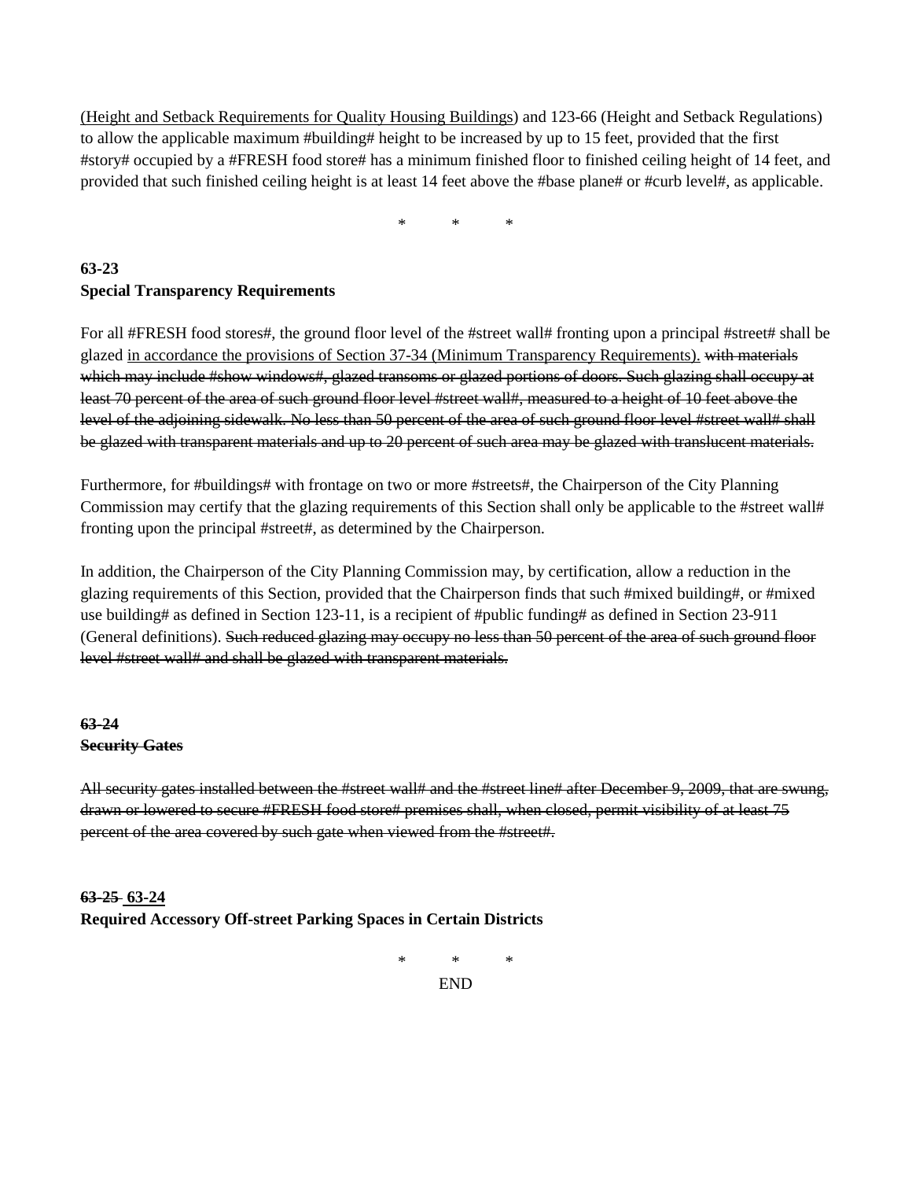<u>(Height and Setback Requirements for Quality Housing Buildings</u>) and 123-66 (Height and Setback Regulations) to allow the applicable maximum #building# height to be increased by up to 15 feet, provided that the first #story# occupied by a #FRESH food store# has a minimum finished floor to finished ceiling height of 14 feet, and provided that such finished ceiling height is at least 14 feet above the #base plane# or #curb level#, as applicable.

\* \* \*

**63-23**
**Special Transparency Requirements**

For all #FRESH food stores#, the ground floor level of the #street wall# fronting upon a principal #street# shall be glazed <u>in accordance the provisions of Section 37-34 (Minimum Transparency Requirements).</u> ~~with materials which may include #show windows#, glazed transoms or glazed portions of doors. Such glazing shall occupy at least 70 percent of the area of such ground floor level #street wall#, measured to a height of 10 feet above the level of the adjoining sidewalk. No less than 50 percent of the area of such ground floor level #street wall# shall be glazed with transparent materials and up to 20 percent of such area may be glazed with translucent materials.~~

Furthermore, for #buildings# with frontage on two or more #streets#, the Chairperson of the City Planning Commission may certify that the glazing requirements of this Section shall only be applicable to the #street wall# fronting upon the principal #street#, as determined by the Chairperson.

In addition, the Chairperson of the City Planning Commission may, by certification, allow a reduction in the glazing requirements of this Section, provided that the Chairperson finds that such #mixed building#, or #mixed use building# as defined in Section 123-11, is a recipient of #public funding# as defined in Section 23-911 (General definitions). ~~Such reduced glazing may occupy no less than 50 percent of the area of such ground floor level #street wall# and shall be glazed with transparent materials.~~

**~~63-24~~**
**~~Security Gates~~**

~~All security gates installed between the #street wall# and the #street line# after December 9, 2009, that are swung, drawn or lowered to secure #FRESH food store# premises shall, when closed, permit visibility of at least 75 percent of the area covered by such gate when viewed from the #street#.~~

**~~63-25~~ <u>63-24</u>**
**Required Accessory Off-street Parking Spaces in Certain Districts**

\* \* \*

END